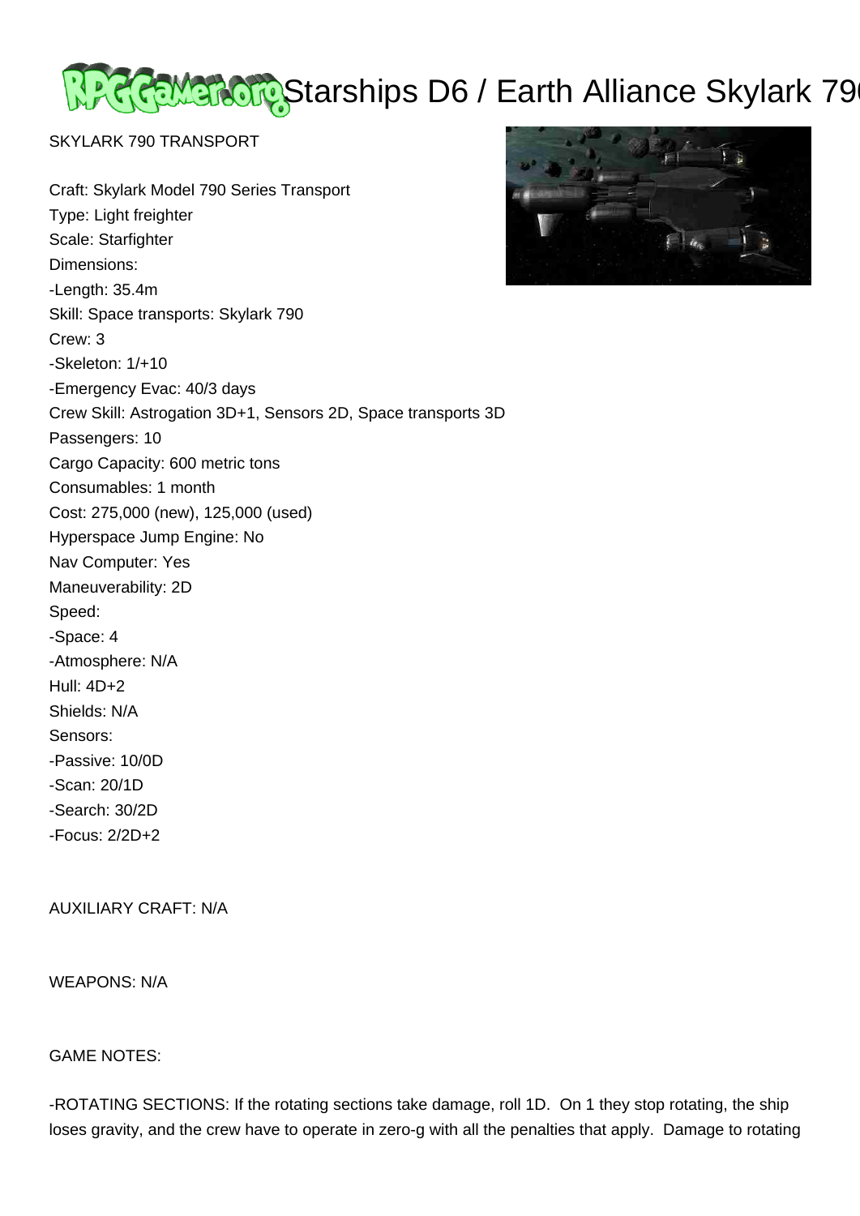# Starships D6 / Earth Alliance Skylark 790

SKYLARK 790 TRANSPORT

Craft: Skylark Model 790 Series Transport
Type: Light freighter
Scale: Starfighter
Dimensions:
-Length: 35.4m
Skill: Space transports: Skylark 790
Crew: 3
-Skeleton: 1/+10
-Emergency Evac: 40/3 days
Crew Skill: Astrogation 3D+1, Sensors 2D, Space transports 3D
Passengers: 10
Cargo Capacity: 600 metric tons
Consumables: 1 month
Cost: 275,000 (new), 125,000 (used)
Hyperspace Jump Engine: No
Nav Computer: Yes
Maneuverability: 2D
Speed:
-Space: 4
-Atmosphere: N/A
Hull: 4D+2
Shields: N/A
Sensors:
-Passive: 10/0D
-Scan: 20/1D
-Search: 30/2D
-Focus: 2/2D+2

AUXILIARY CRAFT: N/A

WEAPONS: N/A

GAME NOTES:

-ROTATING SECTIONS: If the rotating sections take damage, roll 1D. On 1 they stop rotating, the ship loses gravity, and the crew have to operate in zero-g with all the penalties that apply. Damage to rotating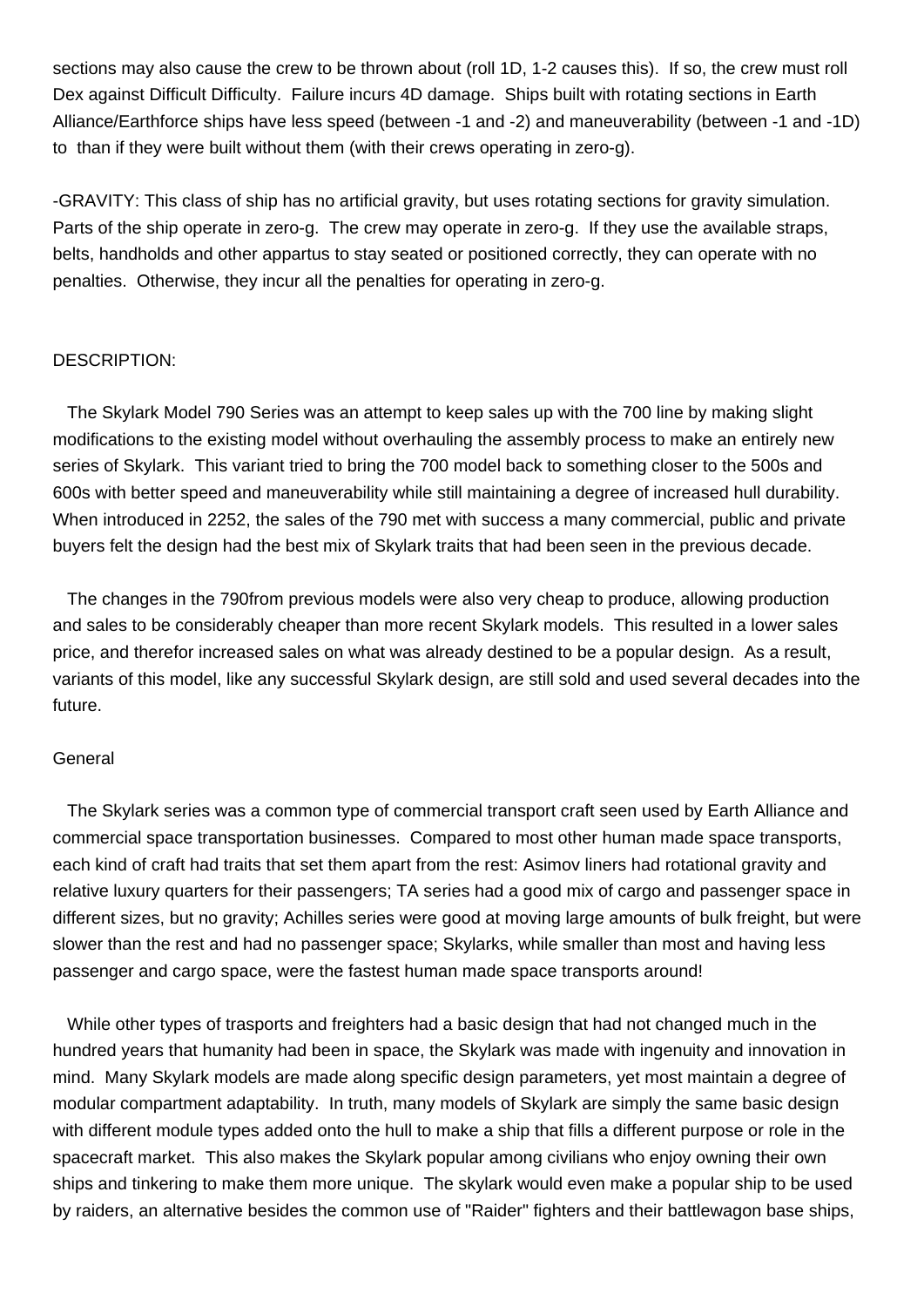sections may also cause the crew to be thrown about (roll 1D, 1-2 causes this). If so, the crew must roll Dex against Difficult Difficulty. Failure incurs 4D damage. Ships built with rotating sections in Earth Alliance/Earthforce ships have less speed (between -1 and -2) and maneuverability (between -1 and -1D) to than if they were built without them (with their crews operating in zero-g).

-GRAVITY: This class of ship has no artificial gravity, but uses rotating sections for gravity simulation. Parts of the ship operate in zero-g. The crew may operate in zero-g. If they use the available straps, belts, handholds and other appartus to stay seated or positioned correctly, they can operate with no penalties. Otherwise, they incur all the penalties for operating in zero-g.

DESCRIPTION:

The Skylark Model 790 Series was an attempt to keep sales up with the 700 line by making slight modifications to the existing model without overhauling the assembly process to make an entirely new series of Skylark. This variant tried to bring the 700 model back to something closer to the 500s and 600s with better speed and maneuverability while still maintaining a degree of increased hull durability. When introduced in 2252, the sales of the 790 met with success a many commercial, public and private buyers felt the design had the best mix of Skylark traits that had been seen in the previous decade.

The changes in the 790from previous models were also very cheap to produce, allowing production and sales to be considerably cheaper than more recent Skylark models. This resulted in a lower sales price, and therefor increased sales on what was already destined to be a popular design. As a result, variants of this model, like any successful Skylark design, are still sold and used several decades into the future.

General

The Skylark series was a common type of commercial transport craft seen used by Earth Alliance and commercial space transportation businesses. Compared to most other human made space transports, each kind of craft had traits that set them apart from the rest: Asimov liners had rotational gravity and relative luxury quarters for their passengers; TA series had a good mix of cargo and passenger space in different sizes, but no gravity; Achilles series were good at moving large amounts of bulk freight, but were slower than the rest and had no passenger space; Skylarks, while smaller than most and having less passenger and cargo space, were the fastest human made space transports around!

While other types of trasports and freighters had a basic design that had not changed much in the hundred years that humanity had been in space, the Skylark was made with ingenuity and innovation in mind. Many Skylark models are made along specific design parameters, yet most maintain a degree of modular compartment adaptability. In truth, many models of Skylark are simply the same basic design with different module types added onto the hull to make a ship that fills a different purpose or role in the spacecraft market. This also makes the Skylark popular among civilians who enjoy owning their own ships and tinkering to make them more unique. The skylark would even make a popular ship to be used by raiders, an alternative besides the common use of "Raider" fighters and their battlewagon base ships,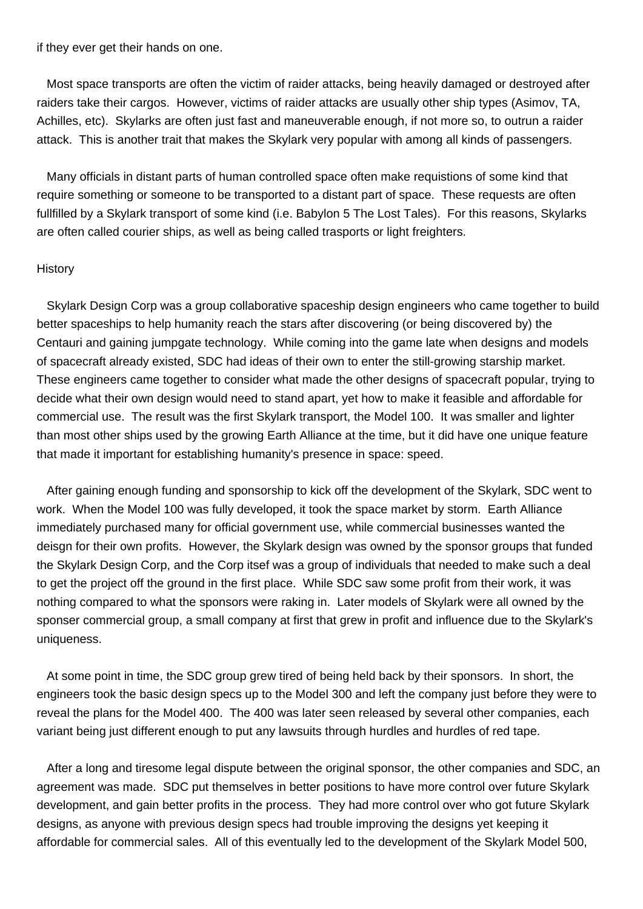if they ever get their hands on one.

Most space transports are often the victim of raider attacks, being heavily damaged or destroyed after raiders take their cargos. However, victims of raider attacks are usually other ship types (Asimov, TA, Achilles, etc). Skylarks are often just fast and maneuverable enough, if not more so, to outrun a raider attack. This is another trait that makes the Skylark very popular with among all kinds of passengers.

Many officials in distant parts of human controlled space often make requistions of some kind that require something or someone to be transported to a distant part of space. These requests are often fullfilled by a Skylark transport of some kind (i.e. Babylon 5 The Lost Tales). For this reasons, Skylarks are often called courier ships, as well as being called trasports or light freighters.

History

Skylark Design Corp was a group collaborative spaceship design engineers who came together to build better spaceships to help humanity reach the stars after discovering (or being discovered by) the Centauri and gaining jumpgate technology. While coming into the game late when designs and models of spacecraft already existed, SDC had ideas of their own to enter the still-growing starship market. These engineers came together to consider what made the other designs of spacecraft popular, trying to decide what their own design would need to stand apart, yet how to make it feasible and affordable for commercial use. The result was the first Skylark transport, the Model 100. It was smaller and lighter than most other ships used by the growing Earth Alliance at the time, but it did have one unique feature that made it important for establishing humanity's presence in space: speed.

After gaining enough funding and sponsorship to kick off the development of the Skylark, SDC went to work. When the Model 100 was fully developed, it took the space market by storm. Earth Alliance immediately purchased many for official government use, while commercial businesses wanted the deisgn for their own profits. However, the Skylark design was owned by the sponsor groups that funded the Skylark Design Corp, and the Corp itsef was a group of individuals that needed to make such a deal to get the project off the ground in the first place. While SDC saw some profit from their work, it was nothing compared to what the sponsors were raking in. Later models of Skylark were all owned by the sponser commercial group, a small company at first that grew in profit and influence due to the Skylark's uniqueness.

At some point in time, the SDC group grew tired of being held back by their sponsors. In short, the engineers took the basic design specs up to the Model 300 and left the company just before they were to reveal the plans for the Model 400. The 400 was later seen released by several other companies, each variant being just different enough to put any lawsuits through hurdles and hurdles of red tape.

After a long and tiresome legal dispute between the original sponsor, the other companies and SDC, an agreement was made. SDC put themselves in better positions to have more control over future Skylark development, and gain better profits in the process. They had more control over who got future Skylark designs, as anyone with previous design specs had trouble improving the designs yet keeping it affordable for commercial sales. All of this eventually led to the development of the Skylark Model 500,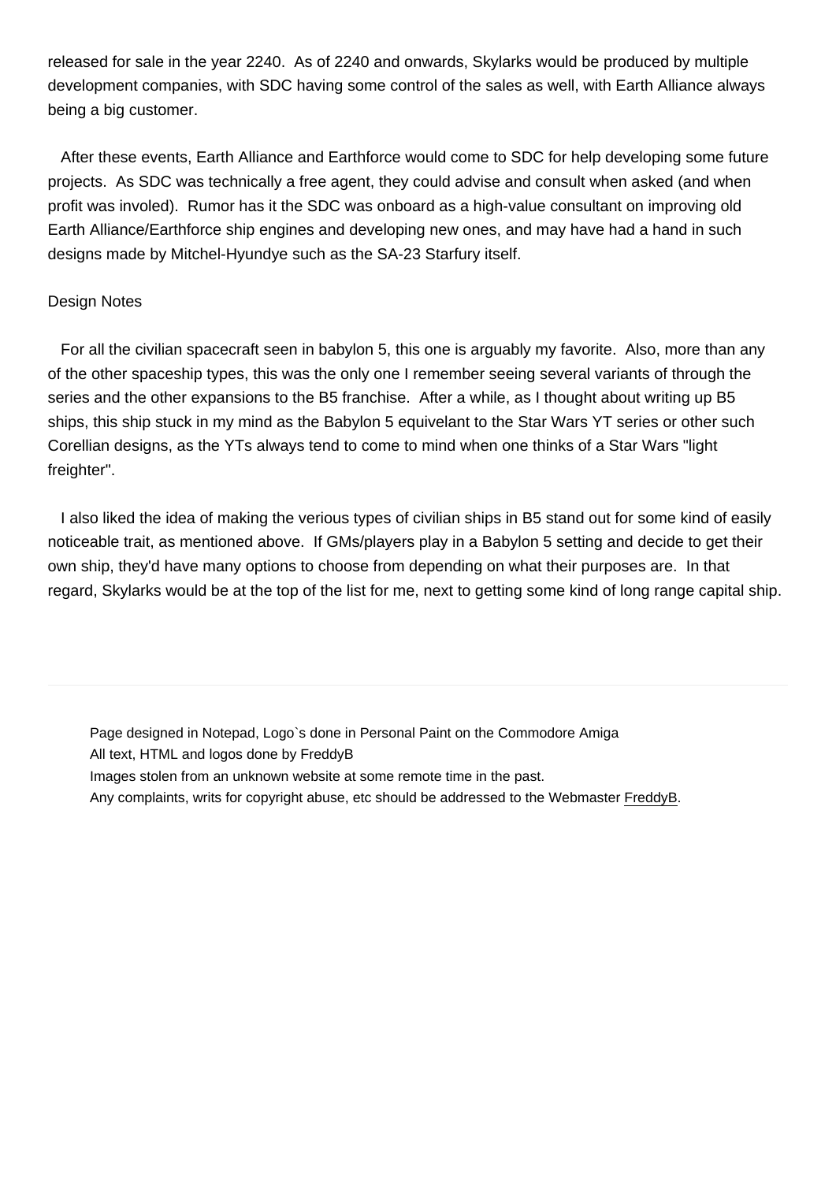released for sale in the year 2240. As of 2240 and onwards, Skylarks would be produced by multiple development companies, with SDC having some control of the sales as well, with Earth Alliance always being a big customer.

After these events, Earth Alliance and Earthforce would come to SDC for help developing some future projects. As SDC was technically a free agent, they could advise and consult when asked (and when profit was involed). Rumor has it the SDC was onboard as a high-value consultant on improving old Earth Alliance/Earthforce ship engines and developing new ones, and may have had a hand in such designs made by Mitchel-Hyundye such as the SA-23 Starfury itself.

## Design Notes

For all the civilian spacecraft seen in babylon 5, this one is arguably my favorite. Also, more than any of the other spaceship types, this was the only one I remember seeing several variants of through the series and the other expansions to the B5 franchise. After a while, as I thought about writing up B5 ships, this ship stuck in my mind as the Babylon 5 equivelant to the Star Wars YT series or other such Corellian designs, as the YTs always tend to come to mind when one thinks of a Star Wars "light freighter".

I also liked the idea of making the verious types of civilian ships in B5 stand out for some kind of easily noticeable trait, as mentioned above. If GMs/players play in a Babylon 5 setting and decide to get their own ship, they'd have many options to choose from depending on what their purposes are. In that regard, Skylarks would be at the top of the list for me, next to getting some kind of long range capital ship.

---

Page designed in Notepad, Logo`s done in Personal Paint on the Commodore Amiga
All text, HTML and logos done by FreddyB
Images stolen from an unknown website at some remote time in the past.
Any complaints, writs for copyright abuse, etc should be addressed to the Webmaster FreddyB.